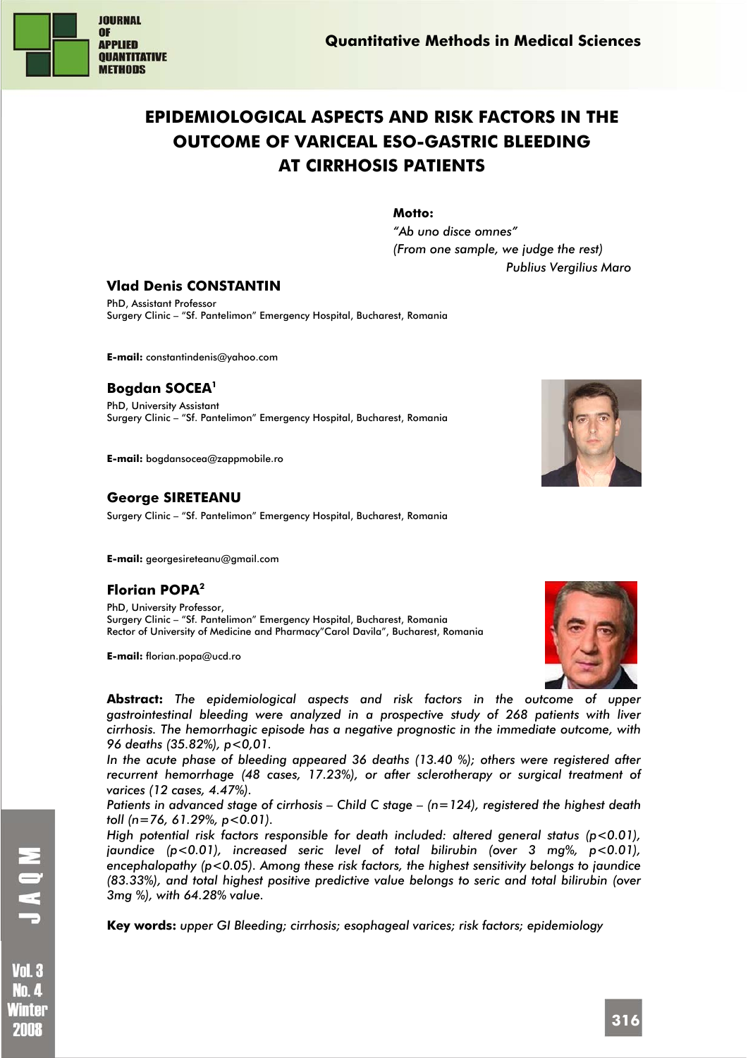# EPIDEMIOLOGICAL ASPECTS AND RISK FACTORS IN THE OUTCOME OF VARICEAL ESO-GASTRIC BLEEDING AT CIRRHOSIS PATIENTS

**Motto:**

*"Ab uno disce omnes"*
*(From one sample, we judge the rest)*
*Publius Vergilius Maro*

**Vlad Denis CONSTANTIN**

PhD, Assistant Professor
Surgery Clinic – "Sf. Pantelimon" Emergency Hospital, Bucharest, Romania

**E-mail:** constantindenis@yahoo.com

**Bogdan SOCEA**[1]

PhD, University Assistant
Surgery Clinic – "Sf. Pantelimon" Emergency Hospital, Bucharest, Romania

**E-mail:** bogdansocea@zappmobile.ro

**George SIRETEANU**

Surgery Clinic – "Sf. Pantelimon" Emergency Hospital, Bucharest, Romania

**E-mail:** georgesireteanu@gmail.com

**Florian POPA**[2]

PhD, University Professor,
Surgery Clinic – "Sf. Pantelimon" Emergency Hospital, Bucharest, Romania
Rector of University of Medicine and Pharmacy"Carol Davila", Bucharest, Romania

**E-mail:** florian.popa@ucd.ro

**Abstract:** *The epidemiological aspects and risk factors in the outcome of upper gastrointestinal bleeding were analyzed in a prospective study of 268 patients with liver cirrhosis. The hemorrhagic episode has a negative prognostic in the immediate outcome, with 96 deaths (35.82%), p<0,01.*

*In the acute phase of bleeding appeared 36 deaths (13.40 %); others were registered after recurrent hemorrhage (48 cases, 17.23%), or after sclerotherapy or surgical treatment of varices (12 cases, 4.47%).*

*Patients in advanced stage of cirrhosis – Child C stage – (n=124), registered the highest death toll (n=76, 61.29%, p<0.01).*

*High potential risk factors responsible for death included: altered general status (p<0.01), jaundice (p<0.01), increased seric level of total bilirubin (over 3 mg%, p<0.01), encephalopathy (p<0.05). Among these risk factors, the highest sensitivity belongs to jaundice (83.33%), and total highest positive predictive value belongs to seric and total bilirubin (over 3mg %), with 64.28% value.*

**Key words:** *upper GI Bleeding; cirrhosis; esophageal varices; risk factors; epidemiology*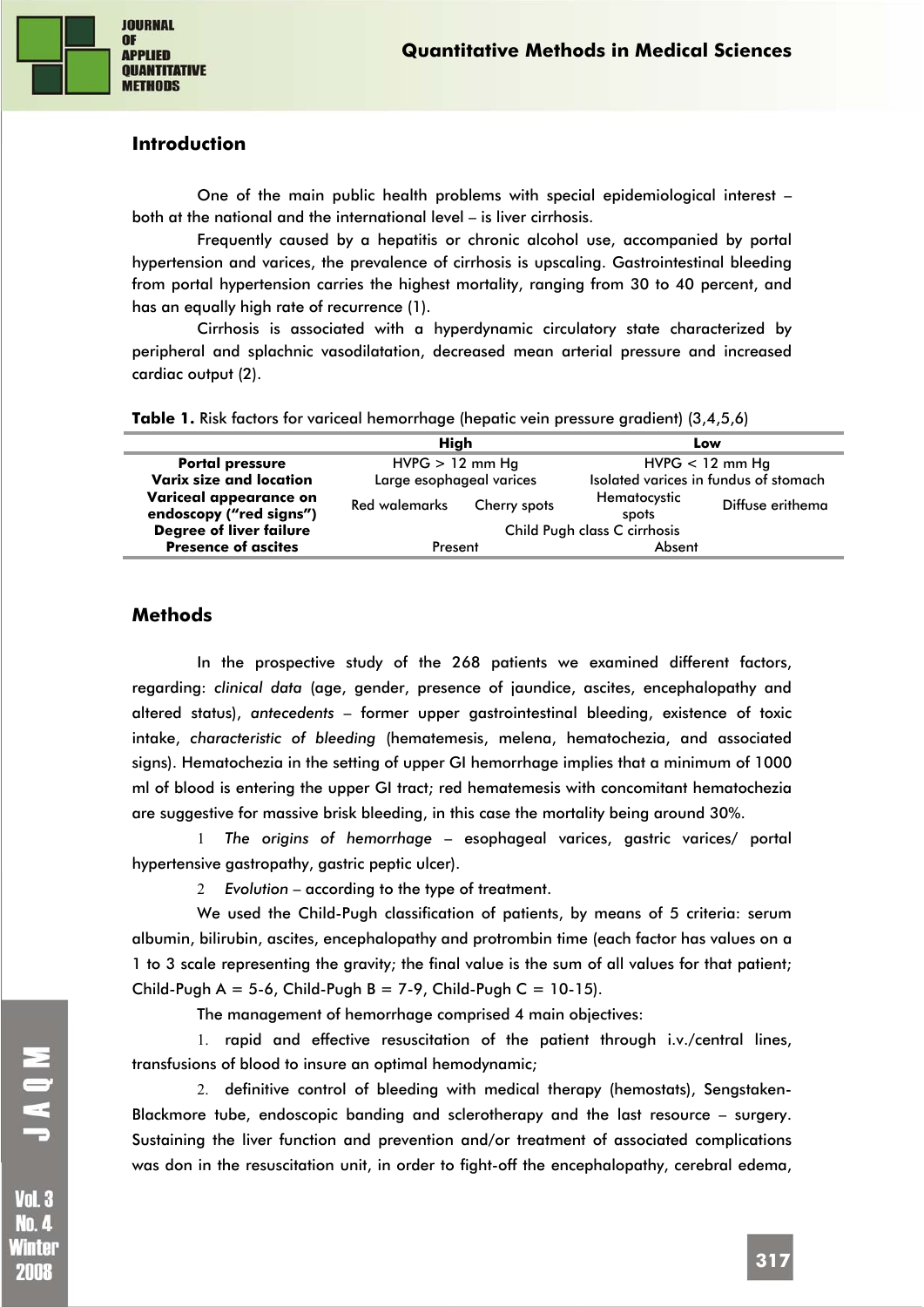## Introduction

One of the main public health problems with special epidemiological interest – both at the national and the international level – is liver cirrhosis.

Frequently caused by a hepatitis or chronic alcohol use, accompanied by portal hypertension and varices, the prevalence of cirrhosis is upscaling. Gastrointestinal bleeding from portal hypertension carries the highest mortality, ranging from 30 to 40 percent, and has an equally high rate of recurrence (1).

Cirrhosis is associated with a hyperdynamic circulatory state characterized by peripheral and splachnic vasodilatation, decreased mean arterial pressure and increased cardiac output (2).

**Table 1.** Risk factors for variceal hemorrhage (hepatic vein pressure gradient) (3,4,5,6)

| | High | | Low | |
|---|---|---|---|---|
| **Portal pressure** | HVPG > 12 mm Hg | | HVPG < 12 mm Hg | |
| **Varix size and location** | Large esophageal varices | | Isolated varices in fundus of stomach | |
| **Variceal appearance on endoscopy ("red signs")** | Red walemarks | Cherry spots | Hematocystic spots | Diffuse erithema |
| **Degree of liver failure** | Child Pugh class C cirrhosis | | | |
| **Presence of ascites** | Present | | Absent | |

## Methods

In the prospective study of the 268 patients we examined different factors, regarding: *clinical data* (age, gender, presence of jaundice, ascites, encephalopathy and altered status), *antecedents* – former upper gastrointestinal bleeding, existence of toxic intake, *characteristic of bleeding* (hematemesis, melena, hematochezia, and associated signs). Hematochezia in the setting of upper GI hemorrhage implies that a minimum of 1000 ml of blood is entering the upper GI tract; red hematemesis with concomitant hematochezia are suggestive for massive brisk bleeding, in this case the mortality being around 30%.

1 *The origins of hemorrhage* – esophageal varices, gastric varices/ portal hypertensive gastropathy, gastric peptic ulcer).

2 *Evolution* – according to the type of treatment.

We used the Child-Pugh classification of patients, by means of 5 criteria: serum albumin, bilirubin, ascites, encephalopathy and protrombin time (each factor has values on a 1 to 3 scale representing the gravity; the final value is the sum of all values for that patient; Child-Pugh A = 5-6, Child-Pugh B = 7-9, Child-Pugh C = 10-15).

The management of hemorrhage comprised 4 main objectives:

1. rapid and effective resuscitation of the patient through i.v./central lines, transfusions of blood to insure an optimal hemodynamic;

2. definitive control of bleeding with medical therapy (hemostats), Sengstaken-Blackmore tube, endoscopic banding and sclerotherapy and the last resource – surgery. Sustaining the liver function and prevention and/or treatment of associated complications was don in the resuscitation unit, in order to fight-off the encephalopathy, cerebral edema,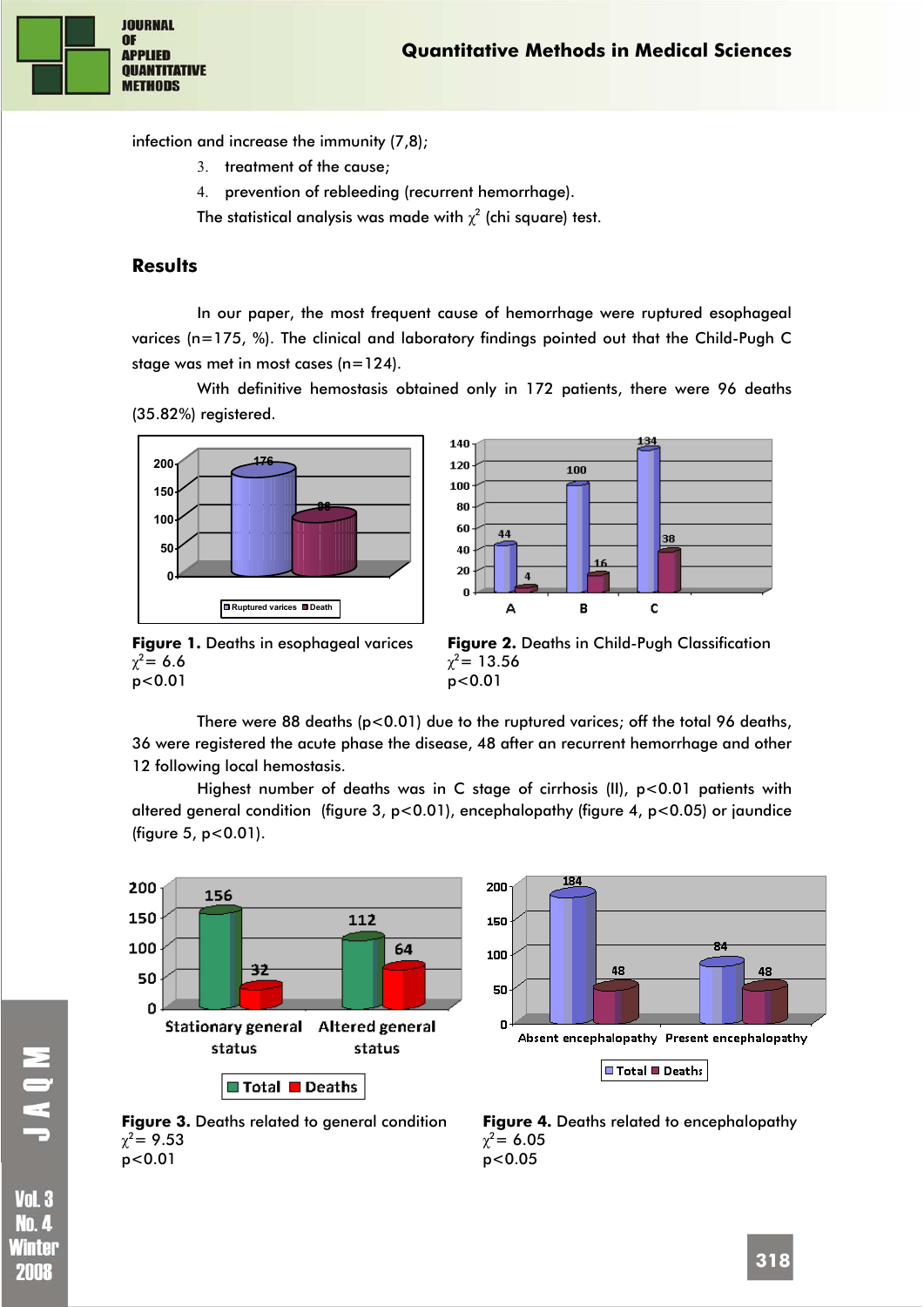infection and increase the immunity (7,8);

3. treatment of the cause;
4. prevention of rebleeding (recurrent hemorrhage).

The statistical analysis was made with $\chi^2$ (chi square) test.

## Results

In our paper, the most frequent cause of hemorrhage were ruptured esophageal varices (n=175, %). The clinical and laboratory findings pointed out that the Child-Pugh C stage was met in most cases (n=124).

With definitive hemostasis obtained only in 172 patients, there were 96 deaths (35.82%) registered.

**Figure 1.** Deaths in esophageal varices
$\chi^2 = 6.6$
$p<0.01$

**Figure 2.** Deaths in Child-Pugh Classification
$\chi^2 = 13.56$
$p<0.01$

There were 88 deaths ($p<0.01$) due to the ruptured varices; off the total 96 deaths, 36 were registered the acute phase the disease, 48 after an recurrent hemorrhage and other 12 following local hemostasis.

Highest number of deaths was in C stage of cirrhosis (II), $p<0.01$ patients with altered general condition (figure 3, $p<0.01$), encephalopathy (figure 4, $p<0.05$) or jaundice (figure 5, $p<0.01$).

**Figure 3.** Deaths related to general condition
$\chi^2 = 9.53$
$p<0.01$

**Figure 4.** Deaths related to encephalopathy
$\chi^2 = 6.05$
$p<0.05$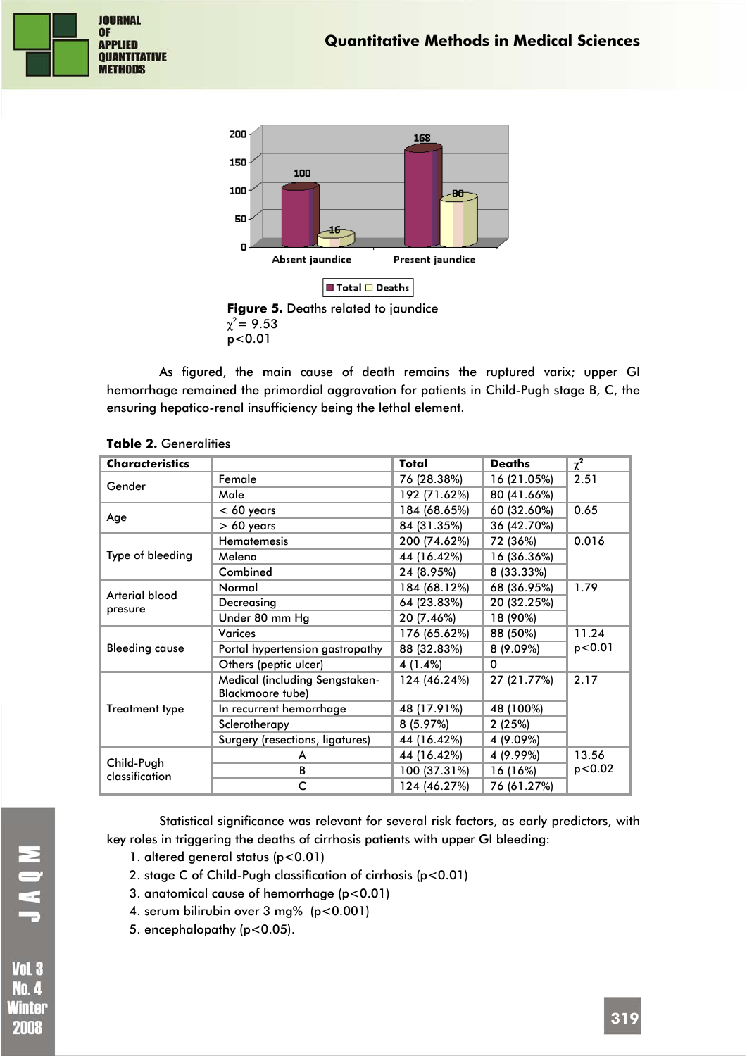**Figure 5.** Deaths related to jaundice
$\chi^2 = 9.53$
$p<0.01$

As figured, the main cause of death remains the ruptured varix; upper GI hemorrhage remained the primordial aggravation for patients in Child-Pugh stage B, C, the ensuring hepatico-renal insufficiency being the lethal element.

**Table 2.** Generalities

| Characteristics | | Total | Deaths | $\chi^2$ |
|---|---|---|---|---|
| Gender | Female | 76 (28.38%) | 16 (21.05%) | 2.51 |
| | Male | 192 (71.62%) | 80 (41.66%) | |
| Age | < 60 years | 184 (68.65%) | 60 (32.60%) | 0.65 |
| | > 60 years | 84 (31.35%) | 36 (42.70%) | |
| Type of bleeding | Hematemesis | 200 (74.62%) | 72 (36%) | 0.016 |
| | Melena | 44 (16.42%) | 16 (36.36%) | |
| | Combined | 24 (8.95%) | 8 (33.33%) | |
| Arterial blood presure | Normal | 184 (68.12%) | 68 (36.95%) | 1.79 |
| | Decreasing | 64 (23.83%) | 20 (32.25%) | |
| | Under 80 mm Hg | 20 (7.46%) | 18 (90%) | |
| Bleeding cause | Varices | 176 (65.62%) | 88 (50%) | 11.24 $p<0.01$ |
| | Portal hypertension gastropathy | 88 (32.83%) | 8 (9.09%) | |
| | Others (peptic ulcer) | 4 (1.4%) | 0 | |
| Treatment type | Medical (including Sengstaken-Blackmoore tube) | 124 (46.24%) | 27 (21.77%) | 2.17 |
| | In recurrent hemorrhage | 48 (17.91%) | 48 (100%) | |
| | Sclerotherapy | 8 (5.97%) | 2 (25%) | |
| | Surgery (resections, ligatures) | 44 (16.42%) | 4 (9.09%) | |
| Child-Pugh classification | A | 44 (16.42%) | 4 (9.99%) | 13.56 $p<0.02$ |
| | B | 100 (37.31%) | 16 (16%) | |
| | C | 124 (46.27%) | 76 (61.27%) | |

Statistical significance was relevant for several risk factors, as early predictors, with key roles in triggering the deaths of cirrhosis patients with upper GI bleeding:

1. altered general status ($p<0.01$)
2. stage C of Child-Pugh classification of cirrhosis ($p<0.01$)
3. anatomical cause of hemorrhage ($p<0.01$)
4. serum bilirubin over 3 mg% ($p<0.001$)
5. encephalopathy ($p<0.05$).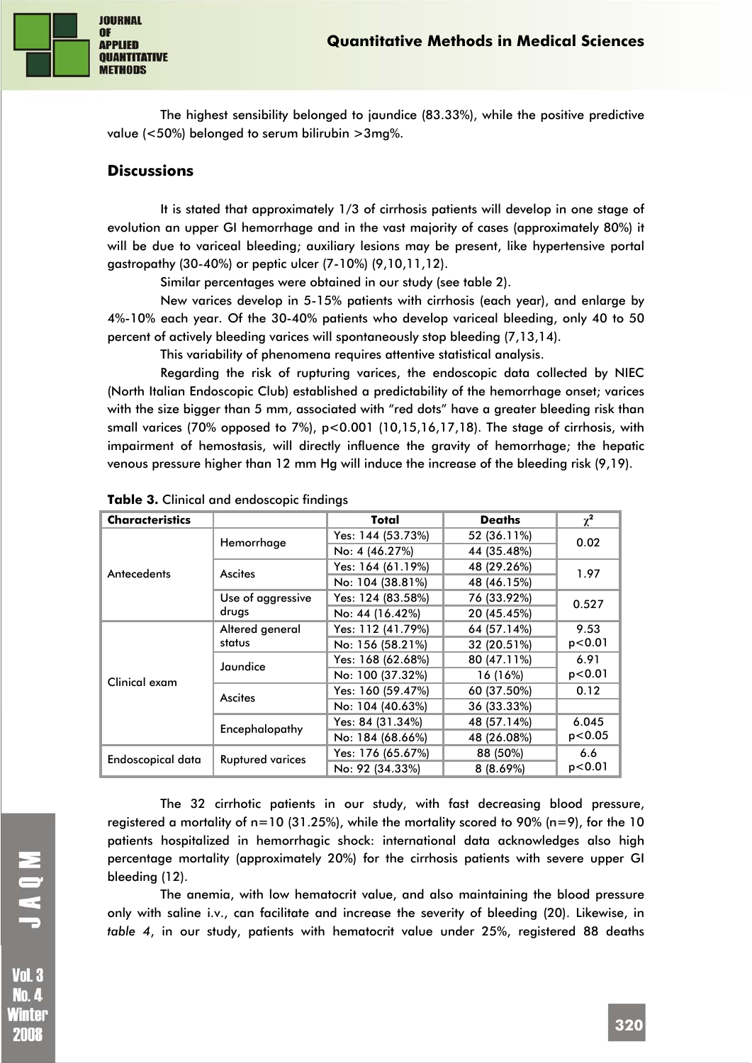The highest sensibility belonged to jaundice (83.33%), while the positive predictive value (<50%) belonged to serum bilirubin >3mg%.

## Discussions

It is stated that approximately 1/3 of cirrhosis patients will develop in one stage of evolution an upper GI hemorrhage and in the vast majority of cases (approximately 80%) it will be due to variceal bleeding; auxiliary lesions may be present, like hypertensive portal gastropathy (30-40%) or peptic ulcer (7-10%) (9,10,11,12).

Similar percentages were obtained in our study (see table 2).

New varices develop in 5-15% patients with cirrhosis (each year), and enlarge by 4%-10% each year. Of the 30-40% patients who develop variceal bleeding, only 40 to 50 percent of actively bleeding varices will spontaneously stop bleeding (7,13,14).

This variability of phenomena requires attentive statistical analysis.

Regarding the risk of rupturing varices, the endoscopic data collected by NIEC (North Italian Endoscopic Club) established a predictability of the hemorrhage onset; varices with the size bigger than 5 mm, associated with "red dots" have a greater bleeding risk than small varices (70% opposed to 7%), p<0.001 (10,15,16,17,18). The stage of cirrhosis, with impairment of hemostasis, will directly influence the gravity of hemorrhage; the hepatic venous pressure higher than 12 mm Hg will induce the increase of the bleeding risk (9,19).

**Table 3.** Clinical and endoscopic findings

| Characteristics | | Total | Deaths | $\chi^2$ |
|---|---|---|---|---|
| Antecedents | Hemorrhage | Yes: 144 (53.73%) | 52 (36.11%) | 0.02 |
| | | No: 4 (46.27%) | 44 (35.48%) | |
| | Ascites | Yes: 164 (61.19%) | 48 (29.26%) | 1.97 |
| | | No: 104 (38.81%) | 48 (46.15%) | |
| | Use of aggressive drugs | Yes: 124 (83.58%) | 76 (33.92%) | 0.527 |
| | | No: 44 (16.42%) | 20 (45.45%) | |
| Clinical exam | Altered general status | Yes: 112 (41.79%) | 64 (57.14%) | 9.53 |
| | | No: 156 (58.21%) | 32 (20.51%) | p<0.01 |
| | Jaundice | Yes: 168 (62.68%) | 80 (47.11%) | 6.91 |
| | | No: 100 (37.32%) | 16 (16%) | p<0.01 |
| | Ascites | Yes: 160 (59.47%) | 60 (37.50%) | 0.12 |
| | | No: 104 (40.63%) | 36 (33.33%) | |
| | Encephalopathy | Yes: 84 (31.34%) | 48 (57.14%) | 6.045 |
| | | No: 184 (68.66%) | 48 (26.08%) | p<0.05 |
| Endoscopical data | Ruptured varices | Yes: 176 (65.67%) | 88 (50%) | 6.6 |
| | | No: 92 (34.33%) | 8 (8.69%) | p<0.01 |

The 32 cirrhotic patients in our study, with fast decreasing blood pressure, registered a mortality of n=10 (31.25%), while the mortality scored to 90% (n=9), for the 10 patients hospitalized in hemorrhagic shock: international data acknowledges also high percentage mortality (approximately 20%) for the cirrhosis patients with severe upper GI bleeding (12).

The anemia, with low hematocrit value, and also maintaining the blood pressure only with saline i.v., can facilitate and increase the severity of bleeding (20). Likewise, in *table 4*, in our study, patients with hematocrit value under 25%, registered 88 deaths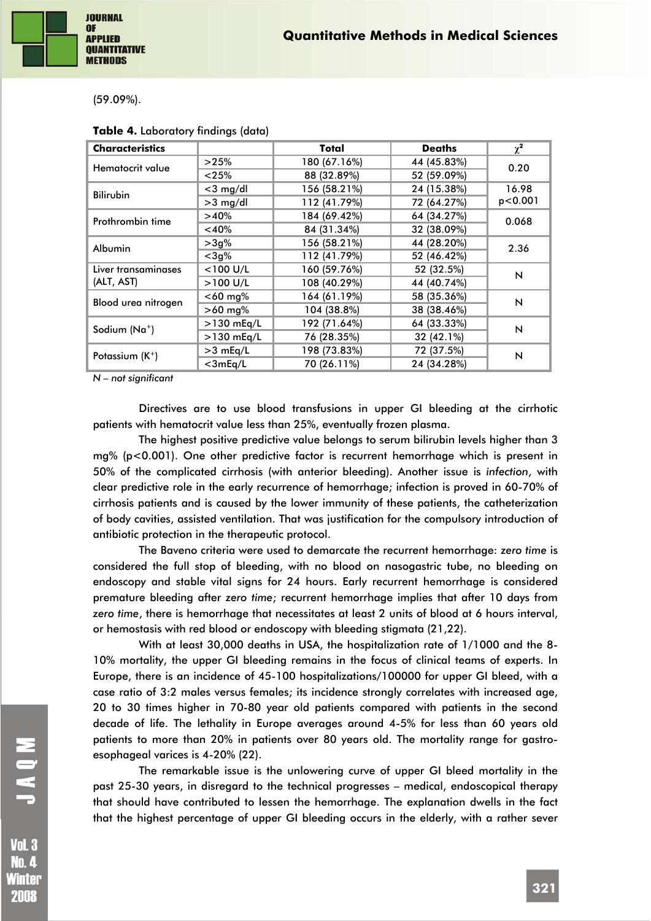(59.09%).

**Table 4.** Laboratory findings (data)

| Characteristics | | Total | Deaths | $\chi^2$ |
|---|---|---|---|---|
| Hematocrit value | >25% | 180 (67.16%) | 44 (45.83%) | 0.20 |
| | <25% | 88 (32.89%) | 52 (59.09%) | |
| Bilirubin | <3 mg/dl | 156 (58.21%) | 24 (15.38%) | 16.98 |
| | >3 mg/dl | 112 (41.79%) | 72 (64.27%) | p<0.001 |
| Prothrombin time | >40% | 184 (69.42%) | 64 (34.27%) | 0.068 |
| | <40% | 84 (31.34%) | 32 (38.09%) | |
| Albumin | >3g% | 156 (58.21%) | 44 (28.20%) | 2.36 |
| | <3g% | 112 (41.79%) | 52 (46.42%) | |
| Liver transaminases (ALT, AST) | <100 U/L | 160 (59.76%) | 52 (32.5%) | N |
| | >100 U/L | 108 (40.29%) | 44 (40.74%) | |
| Blood urea nitrogen | <60 mg% | 164 (61.19%) | 58 (35.36%) | N |
| | >60 mg% | 104 (38.8%) | 38 (38.46%) | |
| Sodium ($Na^+$) | >130 mEq/L | 192 (71.64%) | 64 (33.33%) | N |
| | >130 mEq/L | 76 (28.35%) | 32 (42.1%) | |
| Potassium ($K^+$) | >3 mEq/L | 198 (73.83%) | 72 (37.5%) | N |
| | <3mEq/L | 70 (26.11%) | 24 (34.28%) | |

*N – not significant*

Directives are to use blood transfusions in upper GI bleeding at the cirrhotic patients with hematocrit value less than 25%, eventually frozen plasma.

The highest positive predictive value belongs to serum bilirubin levels higher than 3 mg% (p<0.001). One other predictive factor is recurrent hemorrhage which is present in 50% of the complicated cirrhosis (with anterior bleeding). Another issue is *infection*, with clear predictive role in the early recurrence of hemorrhage; infection is proved in 60-70% of cirrhosis patients and is caused by the lower immunity of these patients, the catheterization of body cavities, assisted ventilation. That was justification for the compulsory introduction of antibiotic protection in the therapeutic protocol.

The Baveno criteria were used to demarcate the recurrent hemorrhage: *zero time* is considered the full stop of bleeding, with no blood on nasogastric tube, no bleeding on endoscopy and stable vital signs for 24 hours. Early recurrent hemorrhage is considered premature bleeding after *zero time*; recurrent hemorrhage implies that after 10 days from *zero time*, there is hemorrhage that necessitates at least 2 units of blood at 6 hours interval, or hemostasis with red blood or endoscopy with bleeding stigmata (21,22).

With at least 30,000 deaths in USA, the hospitalization rate of 1/1000 and the 8-10% mortality, the upper GI bleeding remains in the focus of clinical teams of experts. In Europe, there is an incidence of 45-100 hospitalizations/100000 for upper GI bleed, with a case ratio of 3:2 males versus females; its incidence strongly correlates with increased age, 20 to 30 times higher in 70-80 year old patients compared with patients in the second decade of life. The lethality in Europe averages around 4-5% for less than 60 years old patients to more than 20% in patients over 80 years old. The mortality range for gastro-esophageal varices is 4-20% (22).

The remarkable issue is the unlowering curve of upper GI bleed mortality in the past 25-30 years, in disregard to the technical progresses – medical, endoscopical therapy that should have contributed to lessen the hemorrhage. The explanation dwells in the fact that the highest percentage of upper GI bleeding occurs in the elderly, with a rather sever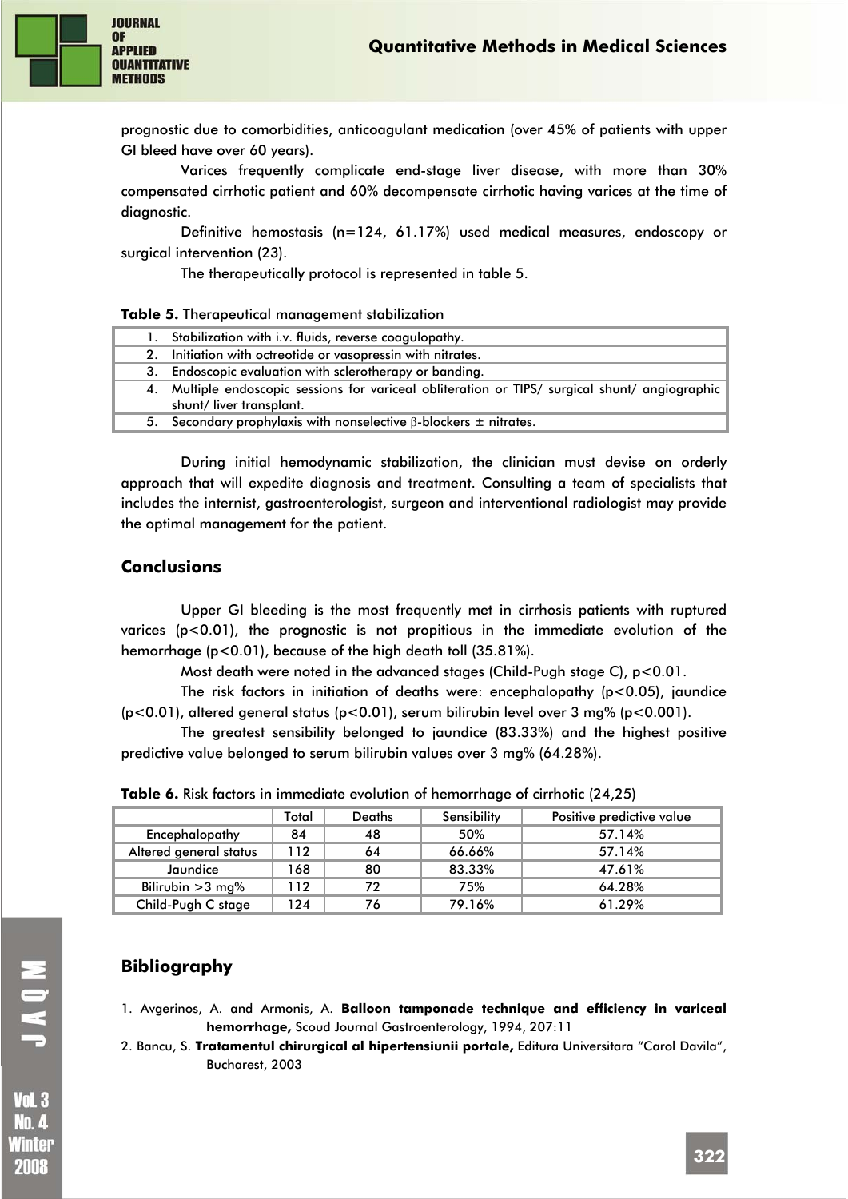prognostic due to comorbidities, anticoagulant medication (over 45% of patients with upper GI bleed have over 60 years).

Varices frequently complicate end-stage liver disease, with more than 30% compensated cirrhotic patient and 60% decompensate cirrhotic having varices at the time of diagnostic.

Definitive hemostasis (n=124, 61.17%) used medical measures, endoscopy or surgical intervention (23).

The therapeutically protocol is represented in table 5.

**Table 5.** Therapeutical management stabilization

| |
|---|
| 1. Stabilization with i.v. fluids, reverse coagulopathy. |
| 2. Initiation with octreotide or vasopressin with nitrates. |
| 3. Endoscopic evaluation with sclerotherapy or banding. |
| 4. Multiple endoscopic sessions for variceal obliteration or TIPS/ surgical shunt/ angiographic shunt/ liver transplant. |
| 5. Secondary prophylaxis with nonselective β-blockers ± nitrates. |

During initial hemodynamic stabilization, the clinician must devise on orderly approach that will expedite diagnosis and treatment. Consulting a team of specialists that includes the internist, gastroenterologist, surgeon and interventional radiologist may provide the optimal management for the patient.

## Conclusions

Upper GI bleeding is the most frequently met in cirrhosis patients with ruptured varices ($p<0.01$), the prognostic is not propitious in the immediate evolution of the hemorrhage ($p<0.01$), because of the high death toll (35.81%).

Most death were noted in the advanced stages (Child-Pugh stage C), $p<0.01$.

The risk factors in initiation of deaths were: encephalopathy ($p<0.05$), jaundice ($p<0.01$), altered general status ($p<0.01$), serum bilirubin level over 3 mg% ($p<0.001$).

The greatest sensibility belonged to jaundice (83.33%) and the highest positive predictive value belonged to serum bilirubin values over 3 mg% (64.28%).

**Table 6.** Risk factors in immediate evolution of hemorrhage of cirrhotic (24,25)

| | Total | Deaths | Sensibility | Positive predictive value |
|---|---|---|---|---|
| Encephalopathy | 84 | 48 | 50% | 57.14% |
| Altered general status | 112 | 64 | 66.66% | 57.14% |
| Jaundice | 168 | 80 | 83.33% | 47.61% |
| Bilirubin >3 mg% | 112 | 72 | 75% | 64.28% |
| Child-Pugh C stage | 124 | 76 | 79.16% | 61.29% |

## Bibliography

1. Avgerinos, A. and Armonis, A. **Balloon tamponade technique and efficiency in variceal hemorrhage,** Scoud Journal Gastroenterology, 1994, 207:11
2. Bancu, S. **Tratamentul chirurgical al hipertensiunii portale,** Editura Universitara "Carol Davila", Bucharest, 2003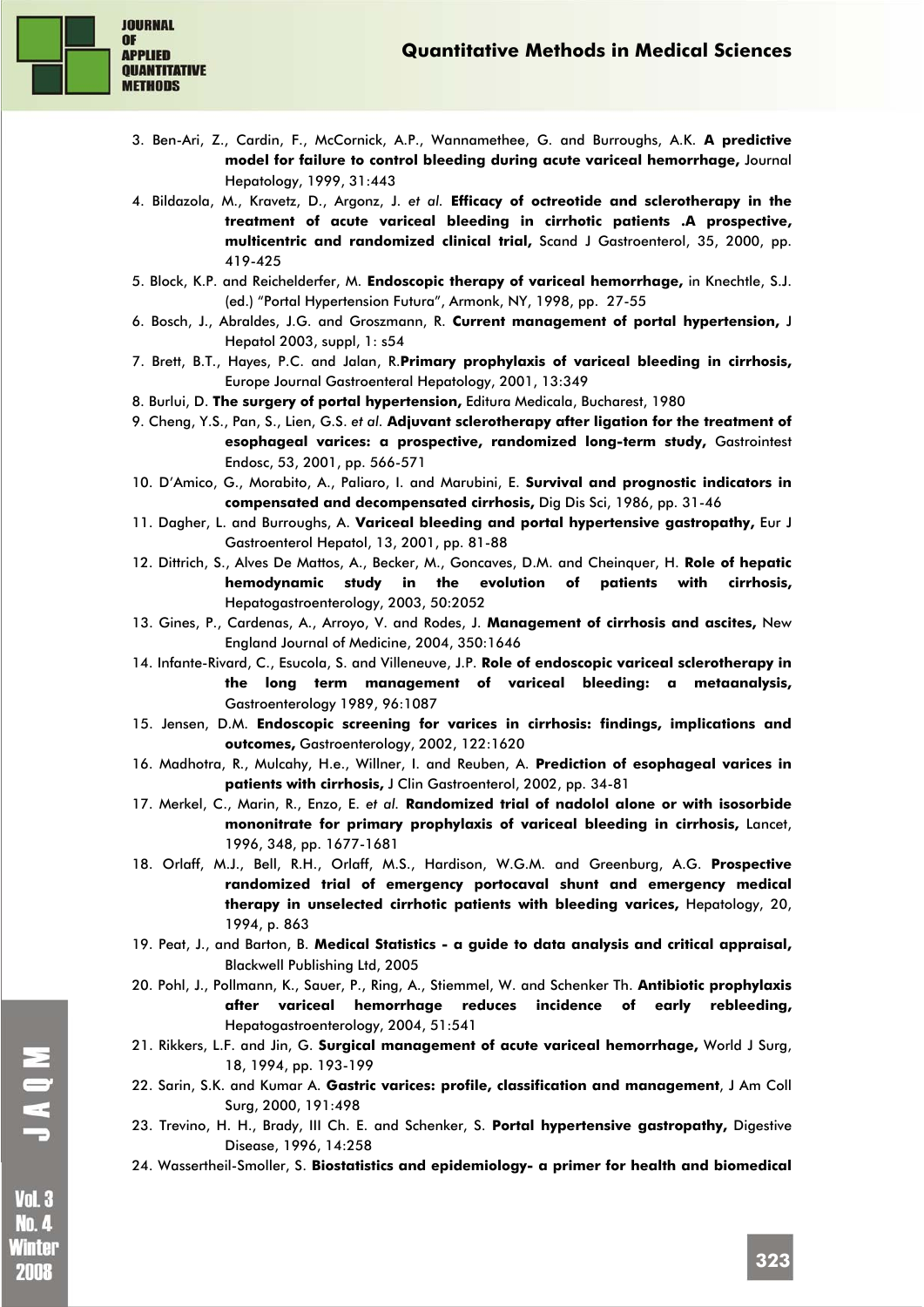3. Ben-Ari, Z., Cardin, F., McCornick, A.P., Wannamethee, G. and Burroughs, A.K. **A predictive model for failure to control bleeding during acute variceal hemorrhage,** Journal Hepatology, 1999, 31:443

4. Bildazola, M., Kravetz, D., Argonz, J. *et al.* **Efficacy of octreotide and sclerotherapy in the treatment of acute variceal bleeding in cirrhotic patients .A prospective, multicentric and randomized clinical trial,** Scand J Gastroenterol, 35, 2000, pp. 419-425

5. Block, K.P. and Reichelderfer, M. **Endoscopic therapy of variceal hemorrhage,** in Knechtle, S.J. (ed.) "Portal Hypertension Futura", Armonk, NY, 1998, pp. 27-55

6. Bosch, J., Abraldes, J.G. and Groszmann, R. **Current management of portal hypertension,** J Hepatol 2003, suppl, 1: s54

7. Brett, B.T., Hayes, P.C. and Jalan, R.**Primary prophylaxis of variceal bleeding in cirrhosis,** Europe Journal Gastroenteral Hepatology, 2001, 13:349

8. Burlui, D. **The surgery of portal hypertension,** Editura Medicala, Bucharest, 1980

9. Cheng, Y.S., Pan, S., Lien, G.S. *et al.* **Adjuvant sclerotherapy after ligation for the treatment of esophageal varices: a prospective, randomized long-term study,** Gastrointest Endosc, 53, 2001, pp. 566-571

10. D'Amico, G., Morabito, A., Paliaro, I. and Marubini, E. **Survival and prognostic indicators in compensated and decompensated cirrhosis,** Dig Dis Sci, 1986, pp. 31-46

11. Dagher, L. and Burroughs, A. **Variceal bleeding and portal hypertensive gastropathy,** Eur J Gastroenterol Hepatol, 13, 2001, pp. 81-88

12. Dittrich, S., Alves De Mattos, A., Becker, M., Goncaves, D.M. and Cheinquer, H. **Role of hepatic hemodynamic study in the evolution of patients with cirrhosis,** Hepatogastroenterology, 2003, 50:2052

13. Gines, P., Cardenas, A., Arroyo, V. and Rodes, J. **Management of cirrhosis and ascites,** New England Journal of Medicine, 2004, 350:1646

14. Infante-Rivard, C., Esucola, S. and Villeneuve, J.P. **Role of endoscopic variceal sclerotherapy in the long term management of variceal bleeding: a metaanalysis,** Gastroenterology 1989, 96:1087

15. Jensen, D.M. **Endoscopic screening for varices in cirrhosis: findings, implications and outcomes,** Gastroenterology, 2002, 122:1620

16. Madhotra, R., Mulcahy, H.e., Willner, I. and Reuben, A. **Prediction of esophageal varices in patients with cirrhosis,** J Clin Gastroenterol, 2002, pp. 34-81

17. Merkel, C., Marin, R., Enzo, E. *et al.* **Randomized trial of nadolol alone or with isosorbide mononitrate for primary prophylaxis of variceal bleeding in cirrhosis,** Lancet, 1996, 348, pp. 1677-1681

18. Orlaff, M.J., Bell, R.H., Orlaff, M.S., Hardison, W.G.M. and Greenburg, A.G. **Prospective randomized trial of emergency portocaval shunt and emergency medical therapy in unselected cirrhotic patients with bleeding varices,** Hepatology, 20, 1994, p. 863

19. Peat, J., and Barton, B. **Medical Statistics - a guide to data analysis and critical appraisal,** Blackwell Publishing Ltd, 2005

20. Pohl, J., Pollmann, K., Sauer, P., Ring, A., Stiemmel, W. and Schenker Th. **Antibiotic prophylaxis after variceal hemorrhage reduces incidence of early rebleeding,** Hepatogastroenterology, 2004, 51:541

21. Rikkers, L.F. and Jin, G. **Surgical management of acute variceal hemorrhage,** World J Surg, 18, 1994, pp. 193-199

22. Sarin, S.K. and Kumar A. **Gastric varices: profile, classification and management**, J Am Coll Surg, 2000, 191:498

23. Trevino, H. H., Brady, III Ch. E. and Schenker, S. **Portal hypertensive gastropathy,** Digestive Disease, 1996, 14:258

24. Wassertheil-Smoller, S. **Biostatistics and epidemiology- a primer for health and biomedical**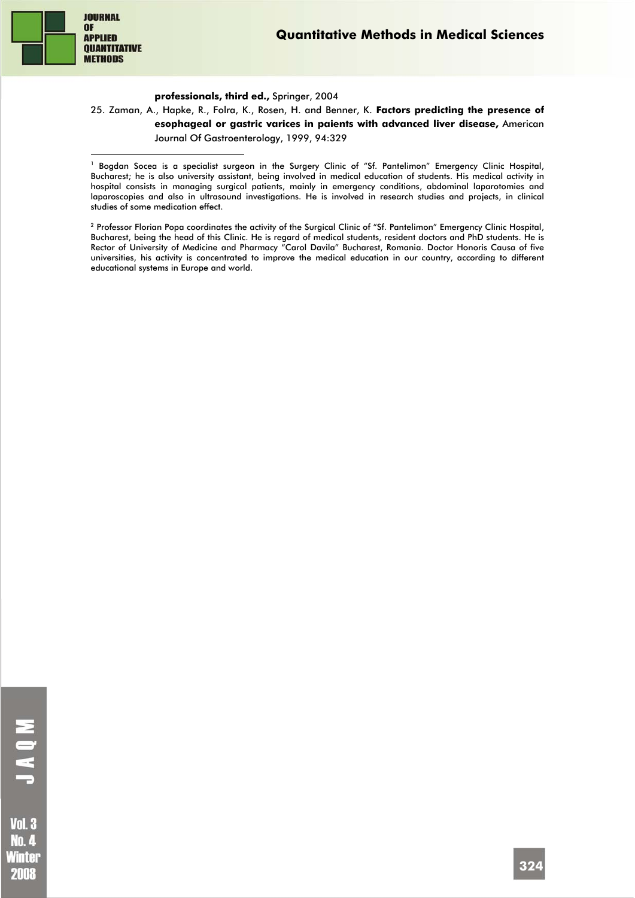**professionals, third ed.,** Springer, 2004

25. Zaman, A., Hapke, R., Folra, K., Rosen, H. and Benner, K. **Factors predicting the presence of esophageal or gastric varices in paients with advanced liver disease,** American Journal Of Gastroenterology, 1999, 94:329

---

[1] Bogdan Socea is a specialist surgeon in the Surgery Clinic of "Sf. Pantelimon" Emergency Clinic Hospital, Bucharest; he is also university assistant, being involved in medical education of students. His medical activity in hospital consists in managing surgical patients, mainly in emergency conditions, abdominal laparotomies and laparoscopies and also in ultrasound investigations. He is involved in research studies and projects, in clinical studies of some medication effect.

[2] Professor Florian Popa coordinates the activity of the Surgical Clinic of "Sf. Pantelimon" Emergency Clinic Hospital, Bucharest, being the head of this Clinic. He is regard of medical students, resident doctors and PhD students. He is Rector of University of Medicine and Pharmacy "Carol Davila" Bucharest, Romania. Doctor Honoris Causa of five universities, his activity is concentrated to improve the medical education in our country, according to different educational systems in Europe and world.